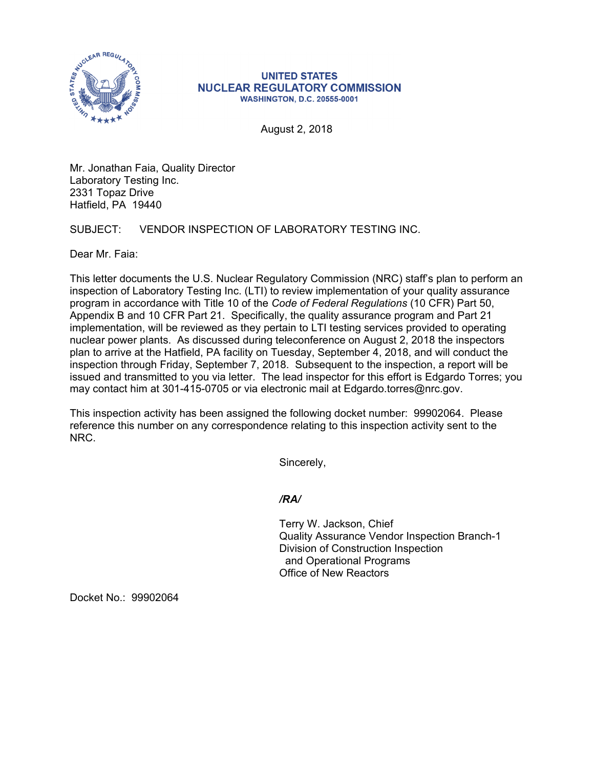**UNITED STATES**
**NUCLEAR REGULATORY COMMISSION**
**WASHINGTON, D.C. 20555-0001**

August 2, 2018

Mr. Jonathan Faia, Quality Director
Laboratory Testing Inc.
2331 Topaz Drive
Hatfield, PA 19440

SUBJECT: VENDOR INSPECTION OF LABORATORY TESTING INC.

Dear Mr. Faia:

This letter documents the U.S. Nuclear Regulatory Commission (NRC) staff's plan to perform an inspection of Laboratory Testing Inc. (LTI) to review implementation of your quality assurance program in accordance with Title 10 of the *Code of Federal Regulations* (10 CFR) Part 50, Appendix B and 10 CFR Part 21. Specifically, the quality assurance program and Part 21 implementation, will be reviewed as they pertain to LTI testing services provided to operating nuclear power plants. As discussed during teleconference on August 2, 2018 the inspectors plan to arrive at the Hatfield, PA facility on Tuesday, September 4, 2018, and will conduct the inspection through Friday, September 7, 2018. Subsequent to the inspection, a report will be issued and transmitted to you via letter. The lead inspector for this effort is Edgardo Torres; you may contact him at 301-415-0705 or via electronic mail at Edgardo.torres@nrc.gov.

This inspection activity has been assigned the following docket number: 99902064. Please reference this number on any correspondence relating to this inspection activity sent to the NRC.

Sincerely,

***/RA/***

Terry W. Jackson, Chief
Quality Assurance Vendor Inspection Branch-1
Division of Construction Inspection
and Operational Programs
Office of New Reactors

Docket No.: 99902064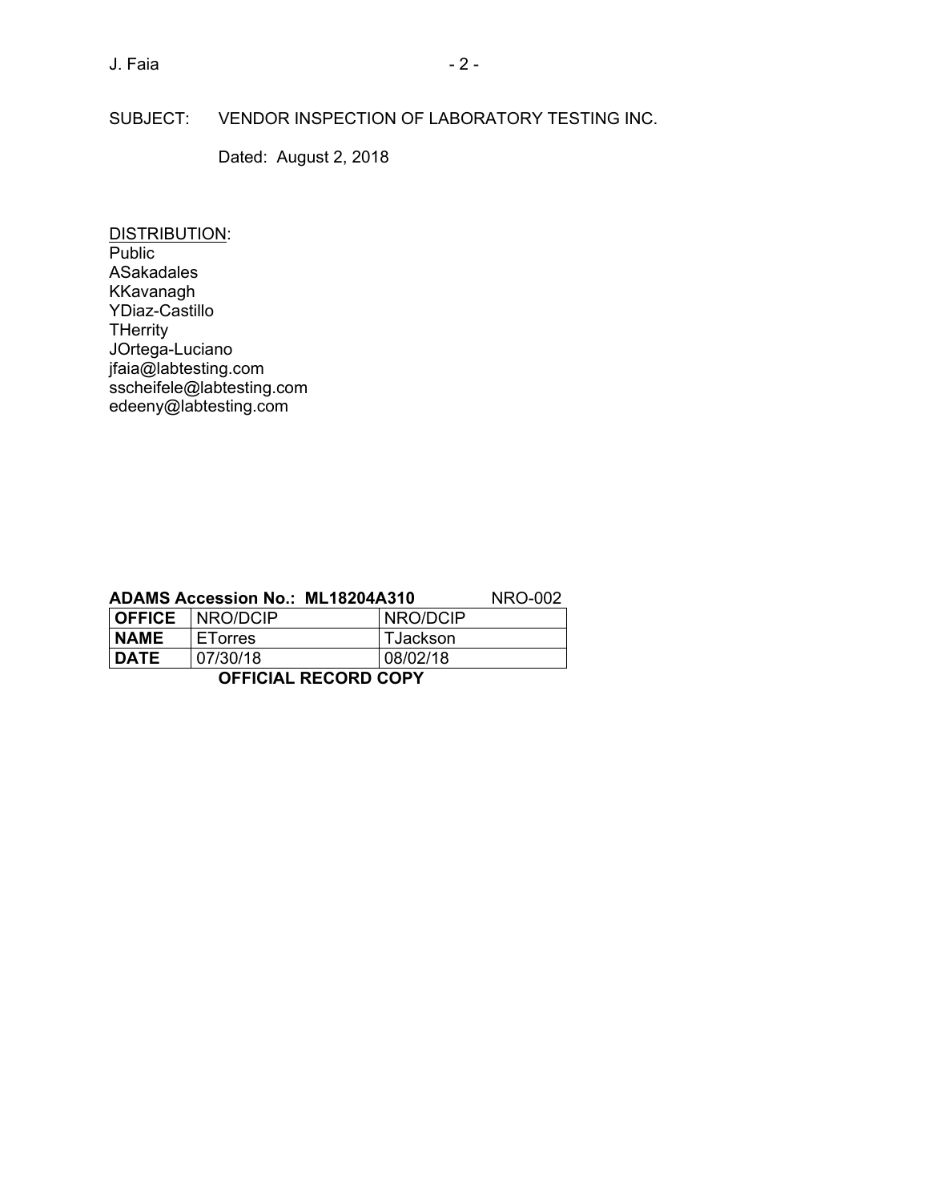SUBJECT: VENDOR INSPECTION OF LABORATORY TESTING INC.

Dated: August 2, 2018

DISTRIBUTION:
Public
ASakadales
KKavanagh
YDiaz-Castillo
THerrity
JOrtega-Luciano
jfaia@labtesting.com
sscheifele@labtesting.com
edeeny@labtesting.com

**ADAMS Accession No.: ML18204A310** NRO-002

| **OFFICE** | NRO/DCIP | NRO/DCIP |
|---|---|---|
| **NAME** | ETorres | TJackson |
| **DATE** | 07/30/18 | 08/02/18 |

**OFFICIAL RECORD COPY**